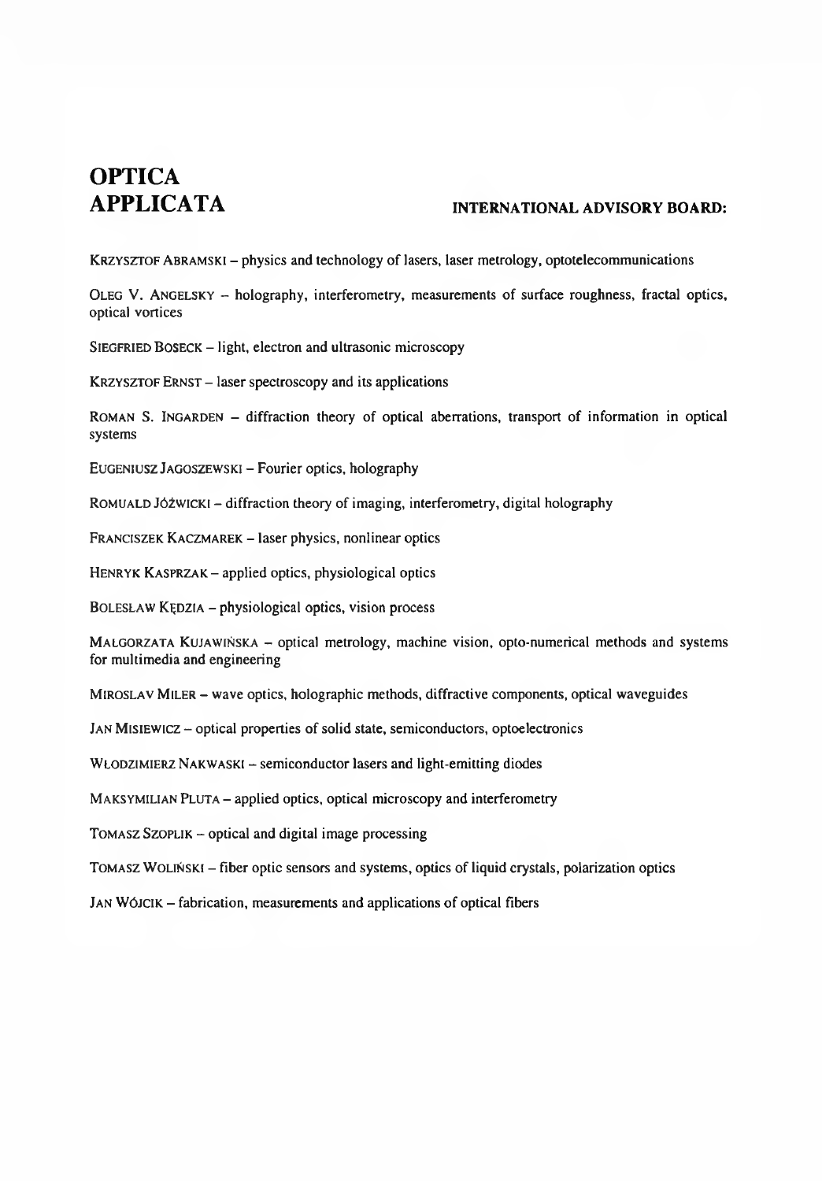# OPTICA APPLICATA

## INTERNATIONAL ADVISORY BOARD:

Krzysztof Abramski – physics and technology of lasers, laser metrology, optotelecommunications

Oleg V. Angelsky – holography, interferometry, measurements of surface roughness, fractal optics, optical vortices

Siegfried Boseck – light, electron and ultrasonic microscopy

Krzysztof Ernst – laser spectroscopy and its applications

Roman S. Ingarden – diffraction theory of optical aberrations, transport of information in optical systems

Eugeniusz Jagoszewski – Fourier optics, holography

Romuald Jóźwicki – diffraction theory of imaging, interferometry, digital holography

Franciszek Kaczmarek – laser physics, nonlinear optics

Henryk Kasprzak – applied optics, physiological optics

Bolesław Kędzia – physiological optics, vision process

Małgorzata Kujawińska – optical metrology, machine vision, opto-numerical methods and systems for multimedia and engineering

Miroslav Miler – wave optics, holographic methods, diffractive components, optical waveguides

Jan Misiewicz – optical properties of solid state, semiconductors, optoelectronics

Włodzimierz Nakwaski – semiconductor lasers and light-emitting diodes

Maksymilian Pluta – applied optics, optical microscopy and interferometry

Tomasz Szoplik – optical and digital image processing

Tomasz Woliński – fiber optic sensors and systems, optics of liquid crystals, polarization optics

Jan Wójcik – fabrication, measurements and applications of optical fibers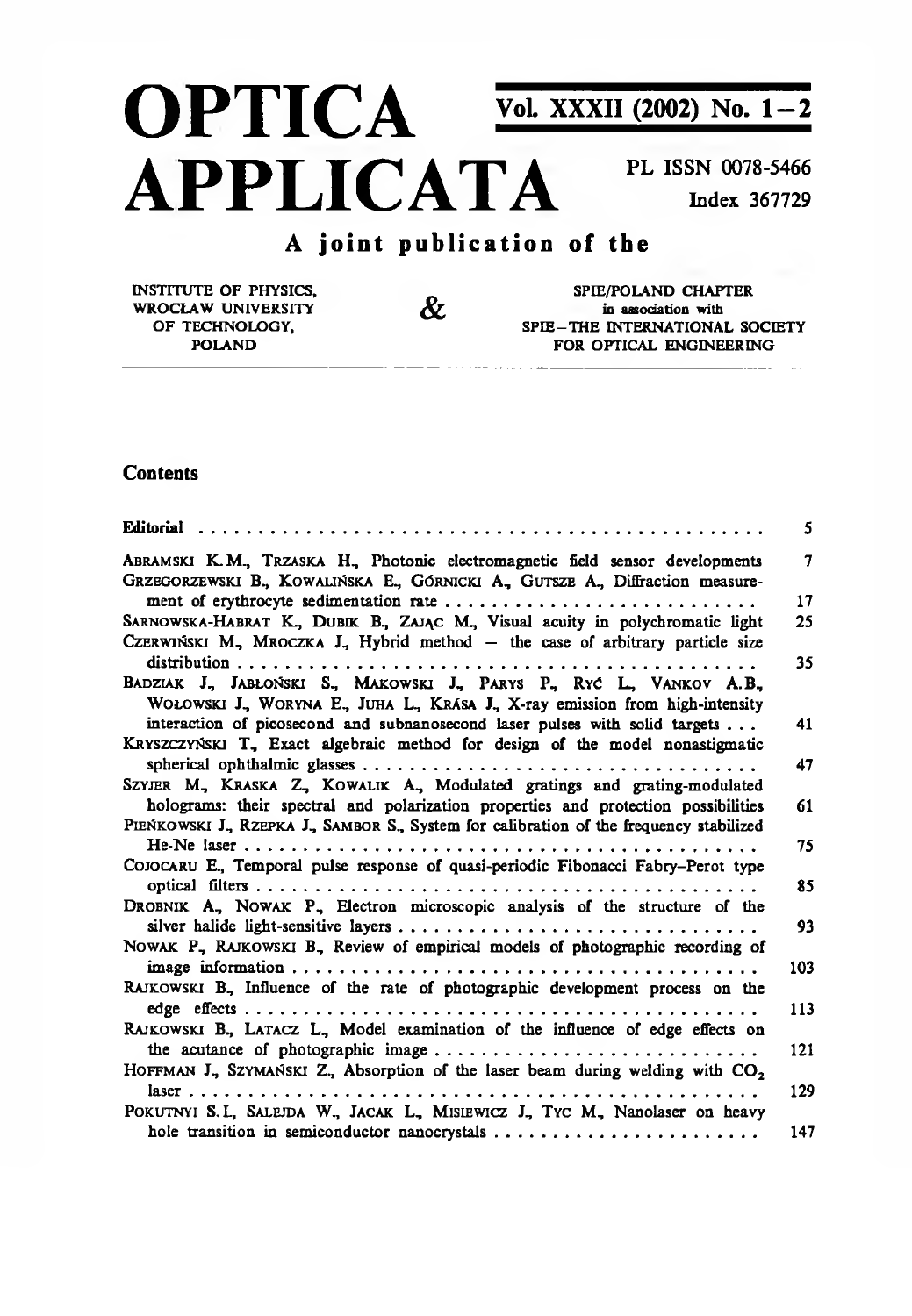# OPTICA APPLICATA

**Vol. XXXII (2002) No. 1–2**

PL ISSN 0078-5466

Index 367729

## A joint publication of the

INSTITUTE OF PHYSICS, WROCŁAW UNIVERSITY OF TECHNOLOGY, POLAND

&

SPIE/POLAND CHAPTER in association with SPIE–THE INTERNATIONAL SOCIETY FOR OPTICAL ENGINEERING

### Contents

| | |
|---|---|
| **Editorial** | 5 |
| ABRAMSKI K.M., TRZASKA H., Photonic electromagnetic field sensor developments | 7 |
| GRZEGORZEWSKI B., KOWALIŃSKA E., GÓRNICKI A., GUTSZE A., Diffraction measurement of erythrocyte sedimentation rate | 17 |
| SARNOWSKA-HABRAT K., DUBIK B., ZAJĄC M., Visual acuity in polychromatic light | 25 |
| CZERWIŃSKI M., MROCZKA J., Hybrid method – the case of arbitrary particle size distribution | 35 |
| BADZIAK J., JABŁOŃSKI S., MAKOWSKI J., PARYS P., RYĆ L., VANKOV A.B., WOŁOWSKI J., WORYNA E., JUHA L., KRÁSA J., X-ray emission from high-intensity interaction of picosecond and subnanosecond laser pulses with solid targets | 41 |
| KRYSZCZYŃSKI T., Exact algebraic method for design of the model nonastigmatic spherical ophthalmic glasses | 47 |
| SZYJER M., KRASKA Z., KOWALIK A., Modulated gratings and grating-modulated holograms: their spectral and polarization properties and protection possibilities | 61 |
| PIEŃKOWSKI J., RZEPKA J., SAMBOR S., System for calibration of the frequency stabilized He-Ne laser | 75 |
| COJOCARU E., Temporal pulse response of quasi-periodic Fibonacci Fabry–Perot type optical filters | 85 |
| DROBNIK A., NOWAK P., Electron microscopic analysis of the structure of the silver halide light-sensitive layers | 93 |
| NOWAK P., RAJKOWSKI B., Review of empirical models of photographic recording of image information | 103 |
| RAJKOWSKI B., Influence of the rate of photographic development process on the edge effects | 113 |
| RAJKOWSKI B., LATACZ L., Model examination of the influence of edge effects on the acutance of photographic image | 121 |
| HOFFMAN J., SZYMAŃSKI Z., Absorption of the laser beam during welding with $CO_2$ laser | 129 |
| POKUTNYI S.I., SALEJDA W., JACAK L., MISIEWICZ J., TYC M., Nanolaser on heavy hole transition in semiconductor nanocrystals | 147 |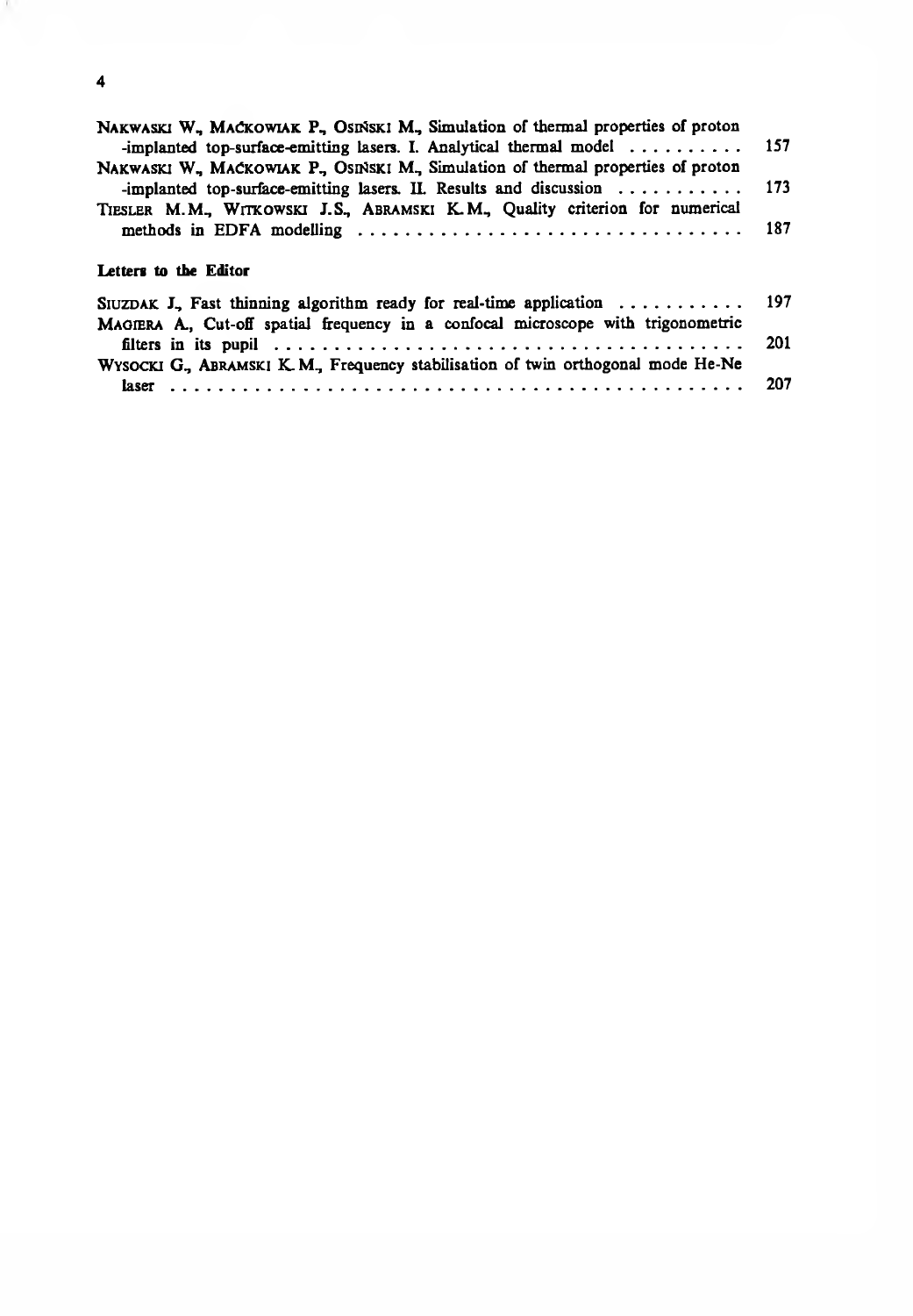NAKWASKI W., MAĆKOWIAK P., OSIŃSKI M., Simulation of thermal properties of proton -implanted top-surface-emitting lasers. I. Analytical thermal model . . . . . . . . . . 157

NAKWASKI W., MAĆKOWIAK P., OSIŃSKI M., Simulation of thermal properties of proton -implanted top-surface-emitting lasers. II. Results and discussion . . . . . . . . . . . 173

TIESLER M.M., WITKOWSKI J.S., ABRAMSKI K.M., Quality criterion for numerical methods in EDFA modelling . . . . . . . . . . . . . . . . . . . . . . . . . . . . . . . 187

**Letters to the Editor**

SIUZDAK J., Fast thinning algorithm ready for real-time application . . . . . . . . . . . 197

MAGIERA A., Cut-off spatial frequency in a confocal microscope with trigonometric filters in its pupil . . . . . . . . . . . . . . . . . . . . . . . . . . . . . . . . . . . . . . . . 201

WYSOCKI G., ABRAMSKI K.M., Frequency stabilisation of twin orthogonal mode He-Ne laser . . . . . . . . . . . . . . . . . . . . . . . . . . . . . . . . . . . . . . . . . . . . . . 207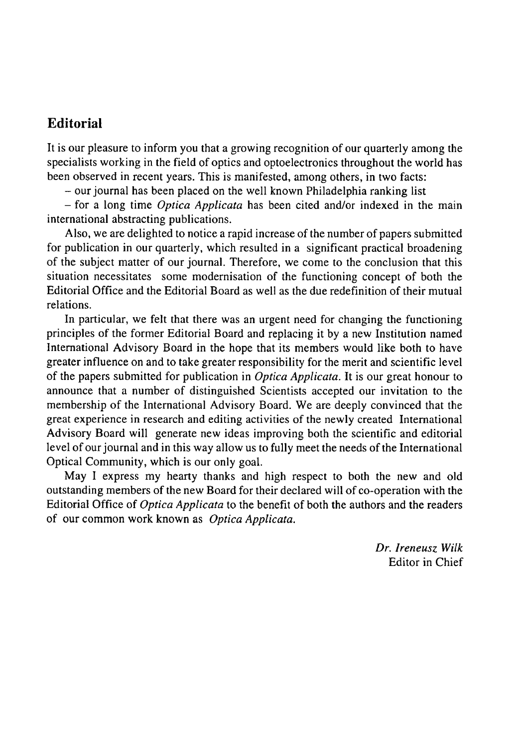## Editorial

It is our pleasure to inform you that a growing recognition of our quarterly among the specialists working in the field of optics and optoelectronics throughout the world has been observed in recent years. This is manifested, among others, in two facts:

– our journal has been placed on the well known Philadelphia ranking list

– for a long time *Optica Applicata* has been cited and/or indexed in the main international abstracting publications.

Also, we are delighted to notice a rapid increase of the number of papers submitted for publication in our quarterly, which resulted in a significant practical broadening of the subject matter of our journal. Therefore, we come to the conclusion that this situation necessitates some modernisation of the functioning concept of both the Editorial Office and the Editorial Board as well as the due redefinition of their mutual relations.

In particular, we felt that there was an urgent need for changing the functioning principles of the former Editorial Board and replacing it by a new Institution named International Advisory Board in the hope that its members would like both to have greater influence on and to take greater responsibility for the merit and scientific level of the papers submitted for publication in *Optica Applicata*. It is our great honour to announce that a number of distinguished Scientists accepted our invitation to the membership of the International Advisory Board. We are deeply convinced that the great experience in research and editing activities of the newly created International Advisory Board will generate new ideas improving both the scientific and editorial level of our journal and in this way allow us to fully meet the needs of the International Optical Community, which is our only goal.

May I express my hearty thanks and high respect to both the new and old outstanding members of the new Board for their declared will of co-operation with the Editorial Office of *Optica Applicata* to the benefit of both the authors and the readers of our common work known as *Optica Applicata*.

*Dr. Ireneusz Wilk*
Editor in Chief